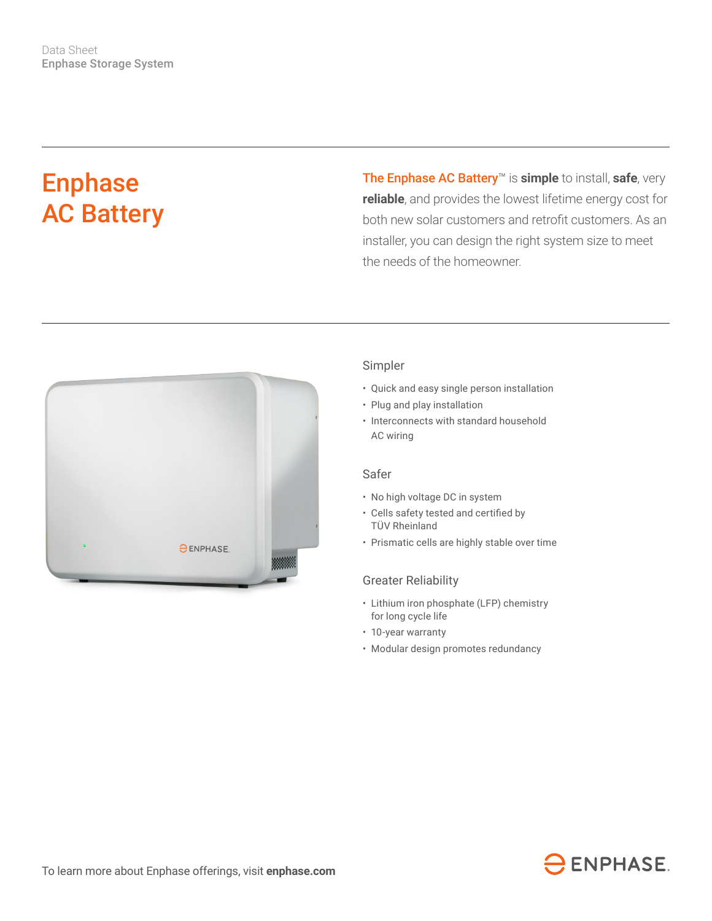Data Sheet
Enphase Storage System

# Enphase AC Battery

**The Enphase AC Battery™** is **simple** to install, **safe**, very **reliable**, and provides the lowest lifetime energy cost for both new solar customers and retrofit customers. As an installer, you can design the right system size to meet the needs of the homeowner.

## Simpler

- Quick and easy single person installation
- Plug and play installation
- Interconnects with standard household AC wiring

## Safer

- No high voltage DC in system
- Cells safety tested and certified by TÜV Rheinland
- Prismatic cells are highly stable over time

## Greater Reliability

- Lithium iron phosphate (LFP) chemistry for long cycle life
- 10-year warranty
- Modular design promotes redundancy

To learn more about Enphase offerings, visit **enphase.com**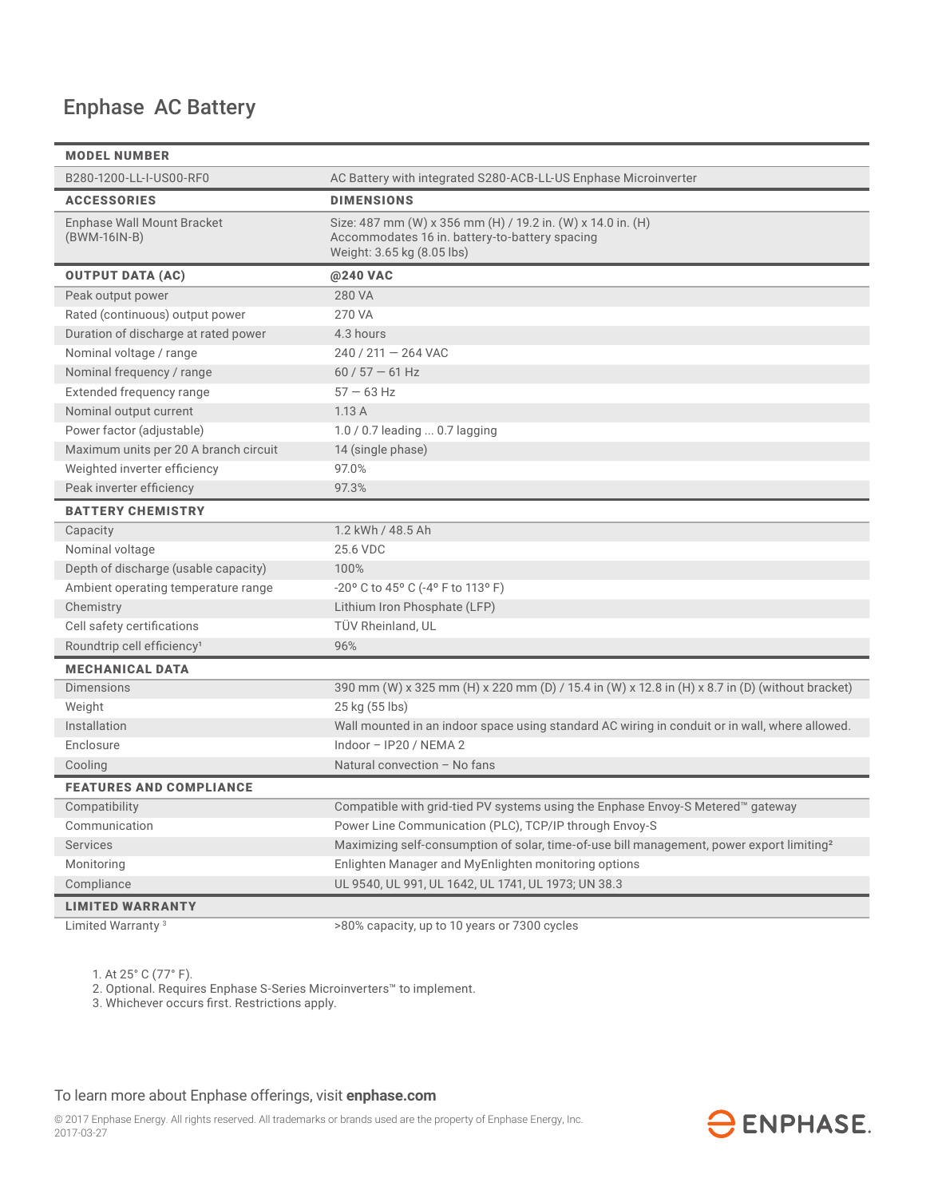# Enphase AC Battery

| MODEL NUMBER | |
|---|---|
| B280-1200-LL-I-US00-RF0 | AC Battery with integrated S280-ACB-LL-US Enphase Microinverter |
| **ACCESSORIES** | **DIMENSIONS** |
| Enphase Wall Mount Bracket (BWM-16IN-B) | Size: 487 mm (W) x 356 mm (H) / 19.2 in. (W) x 14.0 in. (H)<br>Accommodates 16 in. battery-to-battery spacing<br>Weight: 3.65 kg (8.05 lbs) |

| OUTPUT DATA (AC) | @240 VAC |
|---|---|
| Peak output power | 280 VA |
| Rated (continuous) output power | 270 VA |
| Duration of discharge at rated power | 4.3 hours |
| Nominal voltage / range | 240 / 211 — 264 VAC |
| Nominal frequency / range | 60 / 57 — 61 Hz |
| Extended frequency range | 57 — 63 Hz |
| Nominal output current | 1.13 A |
| Power factor (adjustable) | 1.0 / 0.7 leading ... 0.7 lagging |
| Maximum units per 20 A branch circuit | 14 (single phase) |
| Weighted inverter efficiency | 97.0% |
| Peak inverter efficiency | 97.3% |

| BATTERY CHEMISTRY | |
|---|---|
| Capacity | 1.2 kWh / 48.5 Ah |
| Nominal voltage | 25.6 VDC |
| Depth of discharge (usable capacity) | 100% |
| Ambient operating temperature range | -20º C to 45º C (-4º F to 113º F) |
| Chemistry | Lithium Iron Phosphate (LFP) |
| Cell safety certifications | TÜV Rheinland, UL |
| Roundtrip cell efficiency[1] | 96% |

| MECHANICAL DATA | |
|---|---|
| Dimensions | 390 mm (W) x 325 mm (H) x 220 mm (D) / 15.4 in (W) x 12.8 in (H) x 8.7 in (D) (without bracket) |
| Weight | 25 kg (55 lbs) |
| Installation | Wall mounted in an indoor space using standard AC wiring in conduit or in wall, where allowed. |
| Enclosure | Indoor – IP20 / NEMA 2 |
| Cooling | Natural convection – No fans |

| FEATURES AND COMPLIANCE | |
|---|---|
| Compatibility | Compatible with grid-tied PV systems using the Enphase Envoy-S Metered™ gateway |
| Communication | Power Line Communication (PLC), TCP/IP through Envoy-S |
| Services | Maximizing self-consumption of solar, time-of-use bill management, power export limiting[2] |
| Monitoring | Enlighten Manager and MyEnlighten monitoring options |
| Compliance | UL 9540, UL 991, UL 1642, UL 1741, UL 1973; UN 38.3 |

| LIMITED WARRANTY | |
|---|---|
| Limited Warranty [3] | >80% capacity, up to 10 years or 7300 cycles |

1. At 25° C (77° F).
2. Optional. Requires Enphase S-Series Microinverters™ to implement.
3. Whichever occurs first. Restrictions apply.

To learn more about Enphase offerings, visit **enphase.com**

© 2017 Enphase Energy. All rights reserved. All trademarks or brands used are the property of Enphase Energy, Inc.
2017-03-27

ENPHASE.